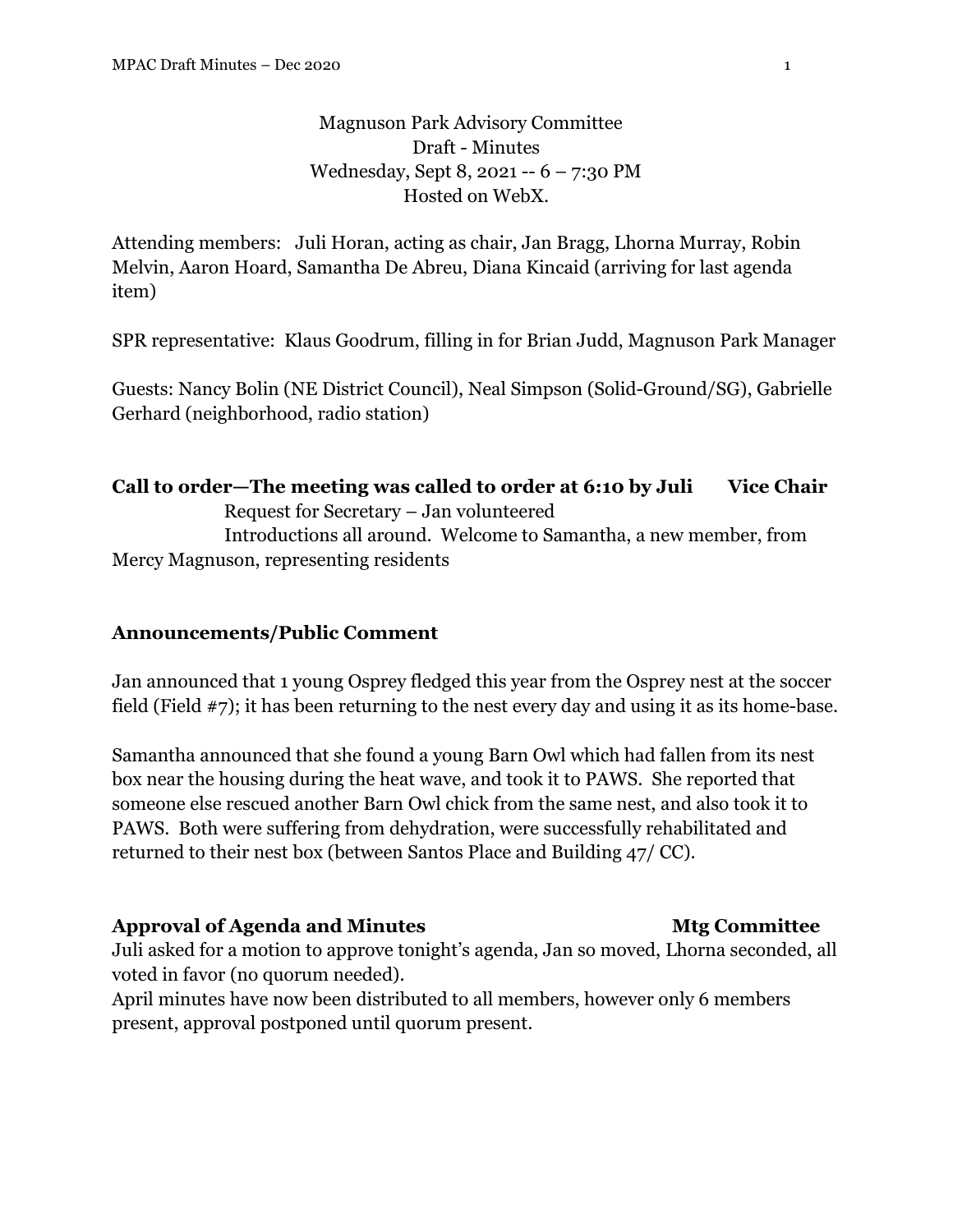Magnuson Park Advisory Committee
Draft - Minutes
Wednesday, Sept 8, 2021 -- 6 – 7:30 PM
Hosted on WebX.

Attending members: Juli Horan, acting as chair, Jan Bragg, Lhorna Murray, Robin Melvin, Aaron Hoard, Samantha De Abreu, Diana Kincaid (arriving for last agenda item)

SPR representative: Klaus Goodrum, filling in for Brian Judd, Magnuson Park Manager

Guests: Nancy Bolin (NE District Council), Neal Simpson (Solid-Ground/SG), Gabrielle Gerhard (neighborhood, radio station)

**Call to order—The meeting was called to order at 6:10 by Juli Vice Chair**

Request for Secretary – Jan volunteered

Introductions all around. Welcome to Samantha, a new member, from Mercy Magnuson, representing residents

**Announcements/Public Comment**

Jan announced that 1 young Osprey fledged this year from the Osprey nest at the soccer field (Field #7); it has been returning to the nest every day and using it as its home-base.

Samantha announced that she found a young Barn Owl which had fallen from its nest box near the housing during the heat wave, and took it to PAWS. She reported that someone else rescued another Barn Owl chick from the same nest, and also took it to PAWS. Both were suffering from dehydration, were successfully rehabilitated and returned to their nest box (between Santos Place and Building 47/ CC).

**Approval of Agenda and Minutes Mtg Committee**

Juli asked for a motion to approve tonight's agenda, Jan so moved, Lhorna seconded, all voted in favor (no quorum needed).

April minutes have now been distributed to all members, however only 6 members present, approval postponed until quorum present.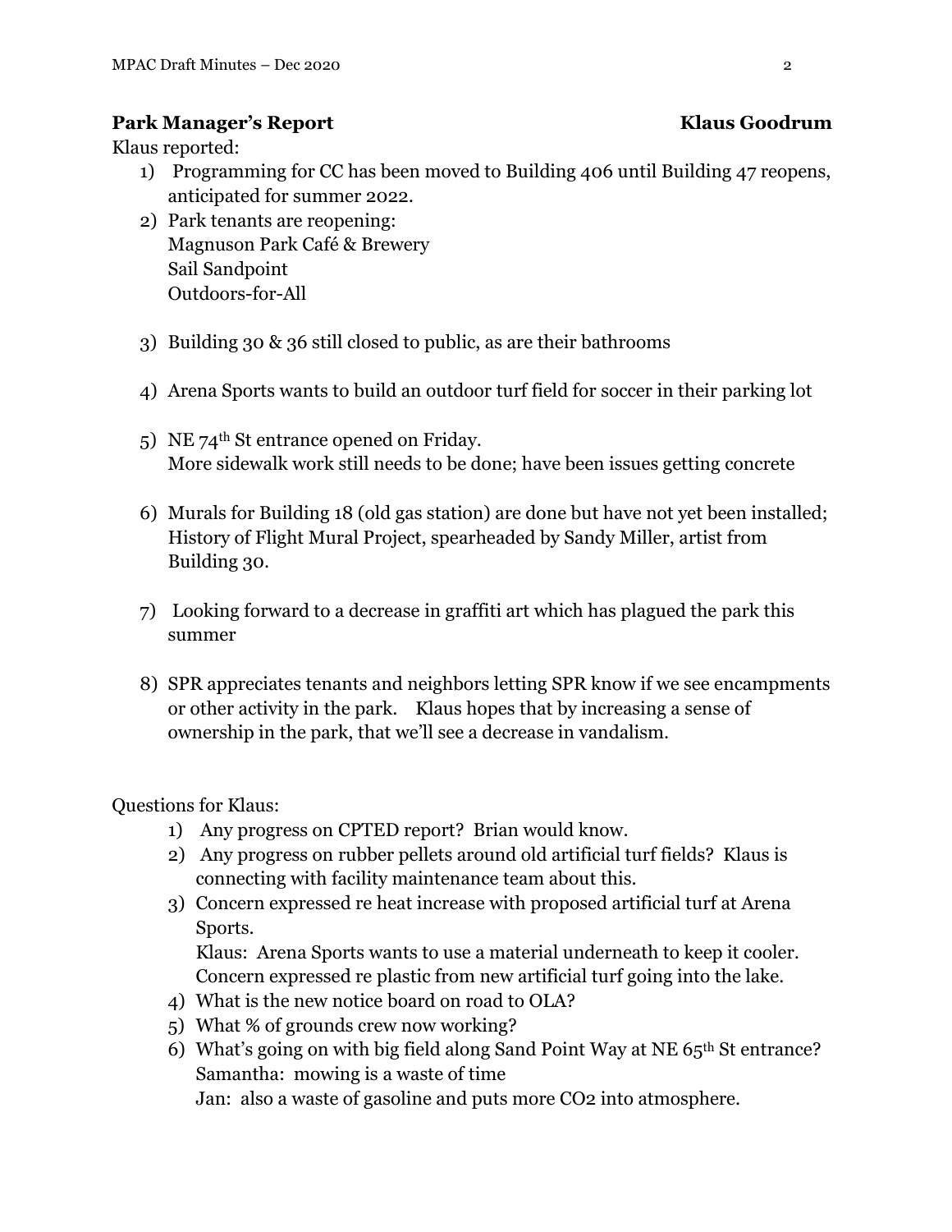## Park Manager's Report — Klaus Goodrum

Klaus reported:

1) Programming for CC has been moved to Building 406 until Building 47 reopens, anticipated for summer 2022.
2) Park tenants are reopening:
   Magnuson Park Café & Brewery
   Sail Sandpoint
   Outdoors-for-All
3) Building 30 & 36 still closed to public, as are their bathrooms
4) Arena Sports wants to build an outdoor turf field for soccer in their parking lot
5) NE 74th St entrance opened on Friday.
   More sidewalk work still needs to be done; have been issues getting concrete
6) Murals for Building 18 (old gas station) are done but have not yet been installed; History of Flight Mural Project, spearheaded by Sandy Miller, artist from Building 30.
7) Looking forward to a decrease in graffiti art which has plagued the park this summer
8) SPR appreciates tenants and neighbors letting SPR know if we see encampments or other activity in the park. Klaus hopes that by increasing a sense of ownership in the park, that we'll see a decrease in vandalism.

Questions for Klaus:

1) Any progress on CPTED report? Brian would know.
2) Any progress on rubber pellets around old artificial turf fields? Klaus is connecting with facility maintenance team about this.
3) Concern expressed re heat increase with proposed artificial turf at Arena Sports.
   Klaus: Arena Sports wants to use a material underneath to keep it cooler.
   Concern expressed re plastic from new artificial turf going into the lake.
4) What is the new notice board on road to OLA?
5) What % of grounds crew now working?
6) What's going on with big field along Sand Point Way at NE 65th St entrance?
   Samantha: mowing is a waste of time
   Jan: also a waste of gasoline and puts more $CO_2$ into atmosphere.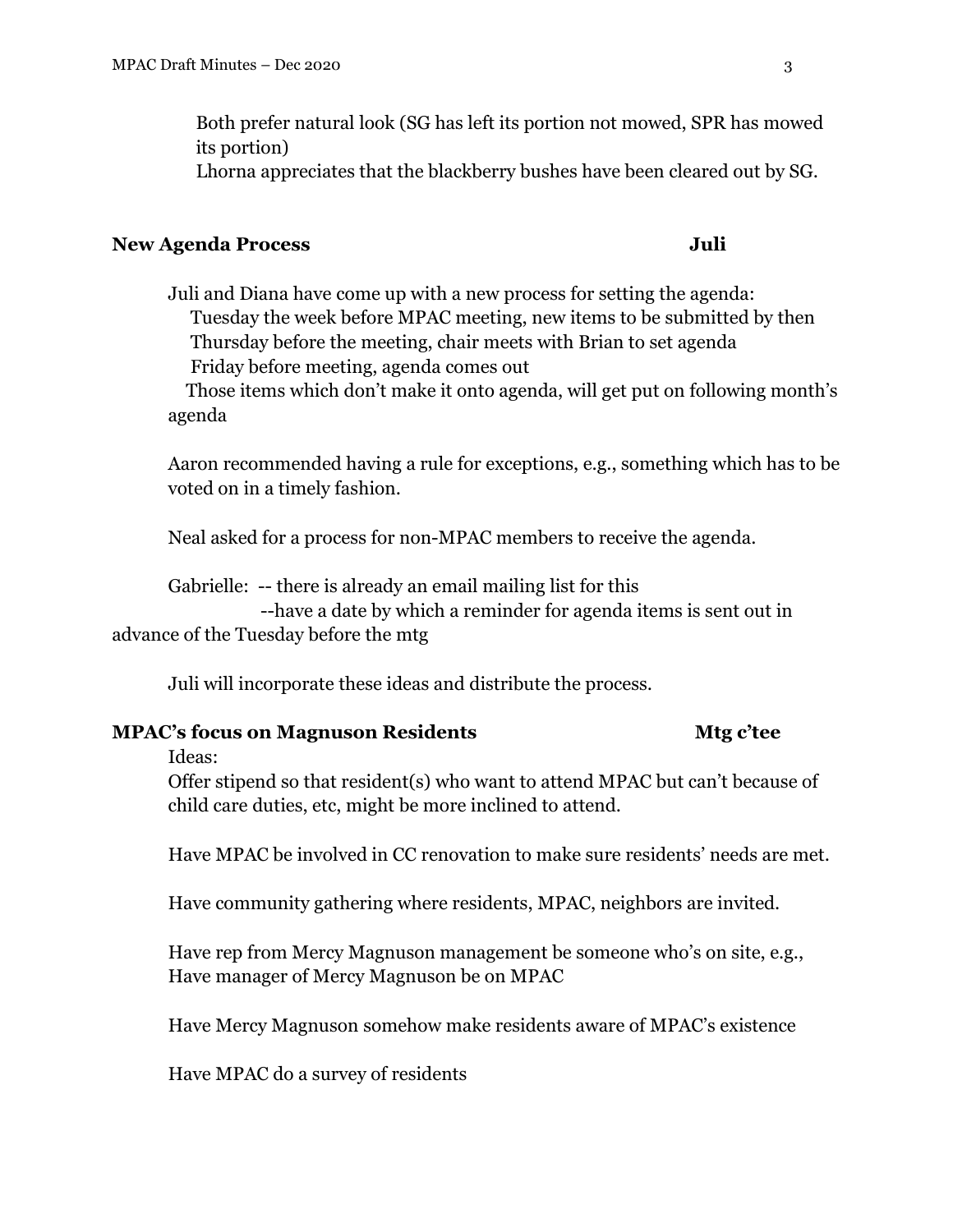Both prefer natural look (SG has left its portion not mowed, SPR has mowed its portion)
Lhorna appreciates that the blackberry bushes have been cleared out by SG.

**New Agenda Process** **Juli**

Juli and Diana have come up with a new process for setting the agenda:
Tuesday the week before MPAC meeting, new items to be submitted by then
Thursday before the meeting, chair meets with Brian to set agenda
Friday before meeting, agenda comes out
Those items which don't make it onto agenda, will get put on following month's agenda

Aaron recommended having a rule for exceptions, e.g., something which has to be voted on in a timely fashion.

Neal asked for a process for non-MPAC members to receive the agenda.

Gabrielle: -- there is already an email mailing list for this
--have a date by which a reminder for agenda items is sent out in advance of the Tuesday before the mtg

Juli will incorporate these ideas and distribute the process.

**MPAC's focus on Magnuson Residents** **Mtg c'tee**

Ideas:

Offer stipend so that resident(s) who want to attend MPAC but can't because of child care duties, etc, might be more inclined to attend.

Have MPAC be involved in CC renovation to make sure residents' needs are met.

Have community gathering where residents, MPAC, neighbors are invited.

Have rep from Mercy Magnuson management be someone who's on site, e.g., Have manager of Mercy Magnuson be on MPAC

Have Mercy Magnuson somehow make residents aware of MPAC's existence

Have MPAC do a survey of residents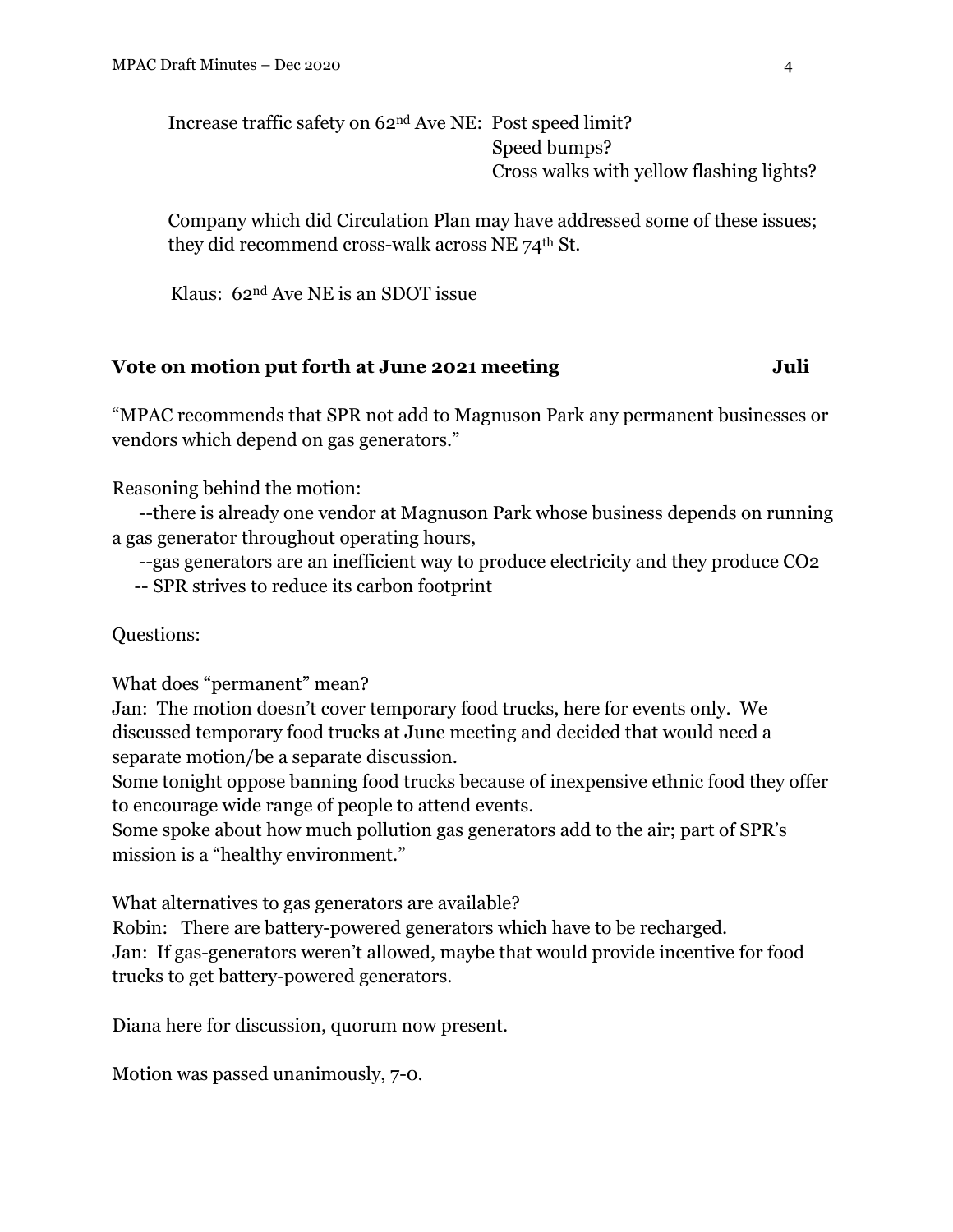Increase traffic safety on 62nd Ave NE: Post speed limit?
Speed bumps?
Cross walks with yellow flashing lights?

Company which did Circulation Plan may have addressed some of these issues; they did recommend cross-walk across NE 74th St.

Klaus: 62nd Ave NE is an SDOT issue

**Vote on motion put forth at June 2021 meeting — Juli**

"MPAC recommends that SPR not add to Magnuson Park any permanent businesses or vendors which depend on gas generators."

Reasoning behind the motion:

--there is already one vendor at Magnuson Park whose business depends on running a gas generator throughout operating hours,

--gas generators are an inefficient way to produce electricity and they produce $CO_2$

-- SPR strives to reduce its carbon footprint

Questions:

What does "permanent" mean?

Jan: The motion doesn't cover temporary food trucks, here for events only. We discussed temporary food trucks at June meeting and decided that would need a separate motion/be a separate discussion.

Some tonight oppose banning food trucks because of inexpensive ethnic food they offer to encourage wide range of people to attend events.

Some spoke about how much pollution gas generators add to the air; part of SPR's mission is a "healthy environment."

What alternatives to gas generators are available?

Robin: There are battery-powered generators which have to be recharged.

Jan: If gas-generators weren't allowed, maybe that would provide incentive for food trucks to get battery-powered generators.

Diana here for discussion, quorum now present.

Motion was passed unanimously, 7-0.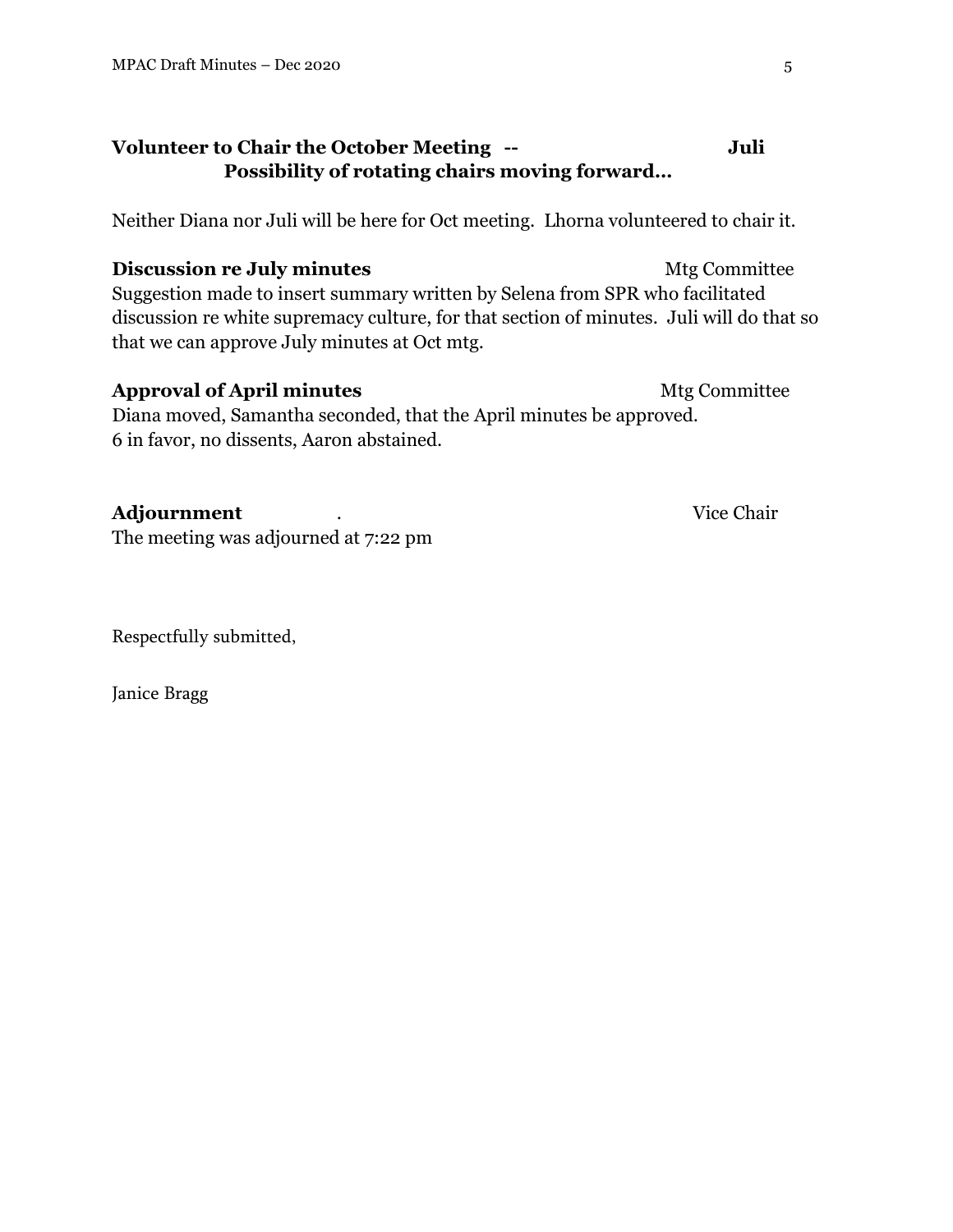**Volunteer to Chair the October Meeting -- Juli**
**Possibility of rotating chairs moving forward…**

Neither Diana nor Juli will be here for Oct meeting. Lhorna volunteered to chair it.

**Discussion re July minutes** Mtg Committee

Suggestion made to insert summary written by Selena from SPR who facilitated discussion re white supremacy culture, for that section of minutes. Juli will do that so that we can approve July minutes at Oct mtg.

**Approval of April minutes** Mtg Committee

Diana moved, Samantha seconded, that the April minutes be approved.
6 in favor, no dissents, Aaron abstained.

**Adjournment** . Vice Chair

The meeting was adjourned at 7:22 pm

Respectfully submitted,

Janice Bragg